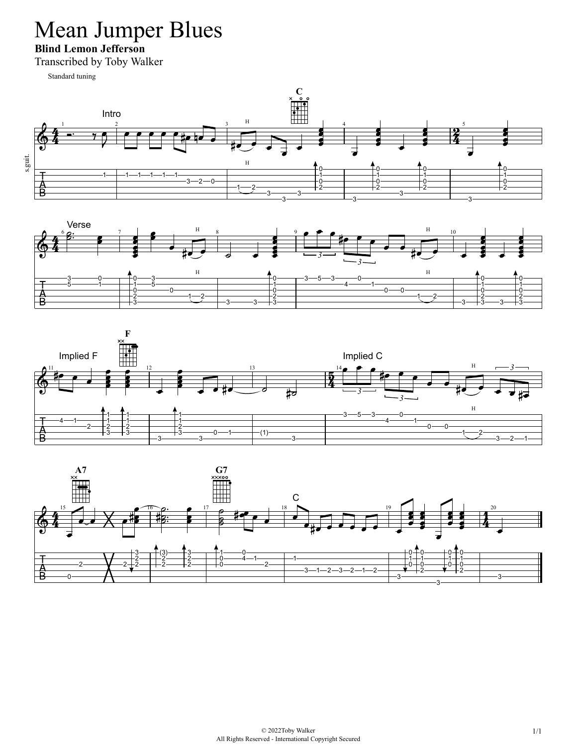# Mean Jumper Blues

**Blind Lemon Jefferson**

Transcribed by Toby Walker

Standard tuning

Intro

Verse

Implied F

Implied C

C

© 2022Toby Walker
All Rights Reserved - International Copyright Secured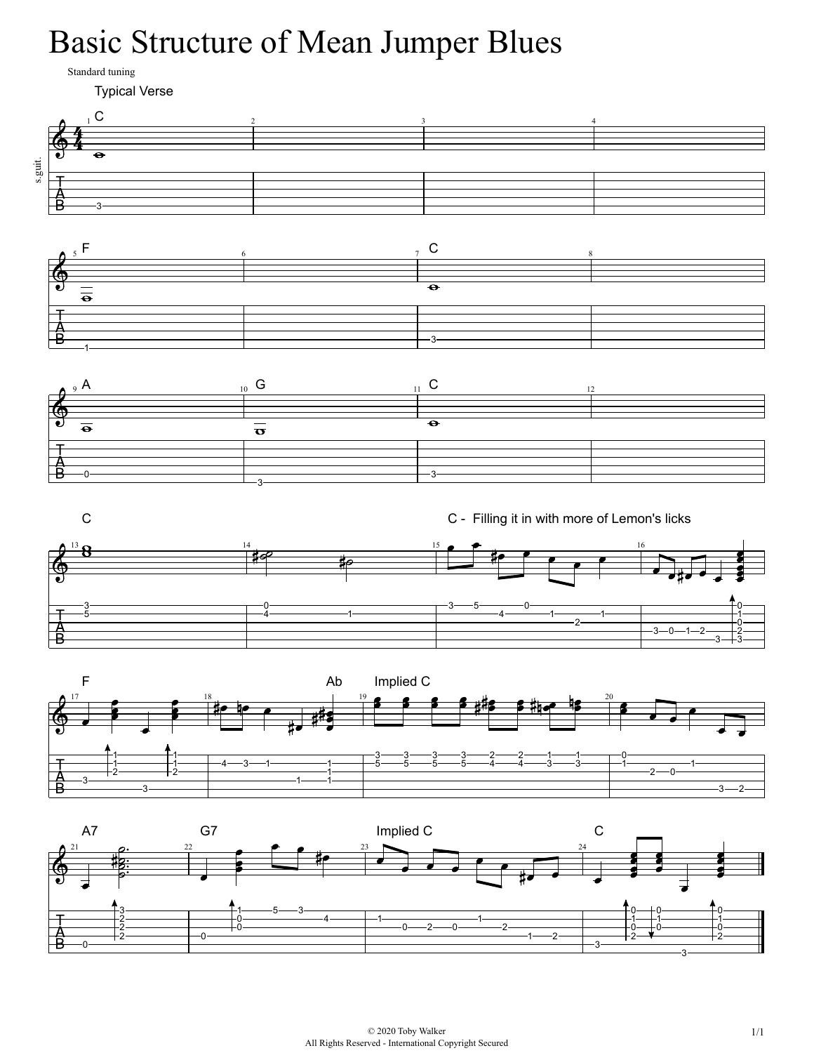# Basic Structure of Mean Jumper Blues

Standard tuning

Typical Verse

C

F

C

A

G

C

C

C - Filling it in with more of Lemon's licks

F

Ab

Implied C

A7

G7

Implied C

C

© 2020 Toby Walker
All Rights Reserved - International Copyright Secured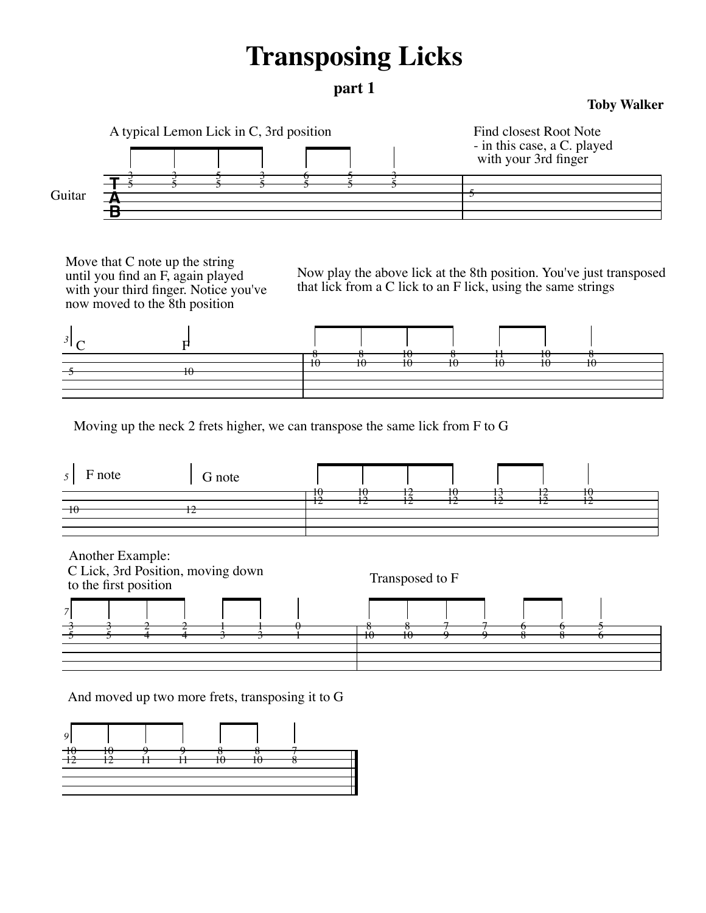# Transposing Licks

## part 1

**Toby Walker**

A typical Lemon Lick in C, 3rd position

```
Guitar
T |-3---3---5---3---6---5---3---|
A |-5---5---5---5---5---5---5---|
B |-----------------------------|
  |-----------------------------|
```

Find closest Root Note - in this case, a C. played with your 3rd finger

```
|--------|
|--------|
|-5------|
|--------|
```

Move that C note up the string until you find an F, again played with your third finger. Notice you've now moved to the 8th position

```
3  C           F
|-------------------|
|-------------------|
|-5-----------10----|
|-------------------|
```

Now play the above lick at the 8th position. You've just transposed that lick from a C lick to an F lick, using the same strings

```
|-8----8----10----8----11----10----8----|
|-10---10---10----10---10----10----10---|
|---------------------------------------|
|---------------------------------------|
```

Moving up the neck 2 frets higher, we can transpose the same lick from F to G

```
5  F note      G note
|-------------------|-10---10---12---10---13---12---10---|
|-------------------|-12---12---12---12---12---12---12---|
|-10----------12----|------------------------------------|
|-------------------|------------------------------------|
```

Another Example:
C Lick, 3rd Position, moving down to the first position

```
7
|-3---3---2---2---1---1---0---|
|-5---5---4---4---3---3---1---|
|-----------------------------|
|-----------------------------|
```

Transposed to F

```
|-8----8----7---7---6---6---5---|
|-10---10---9---9---8---8---6---|
|-------------------------------|
|-------------------------------|
```

And moved up two more frets, transposing it to G

```
9
|-10---10---9----9----8----8----7---||
|-12---12---11---11---10---10---8---||
|-----------------------------------||
|-----------------------------------||
```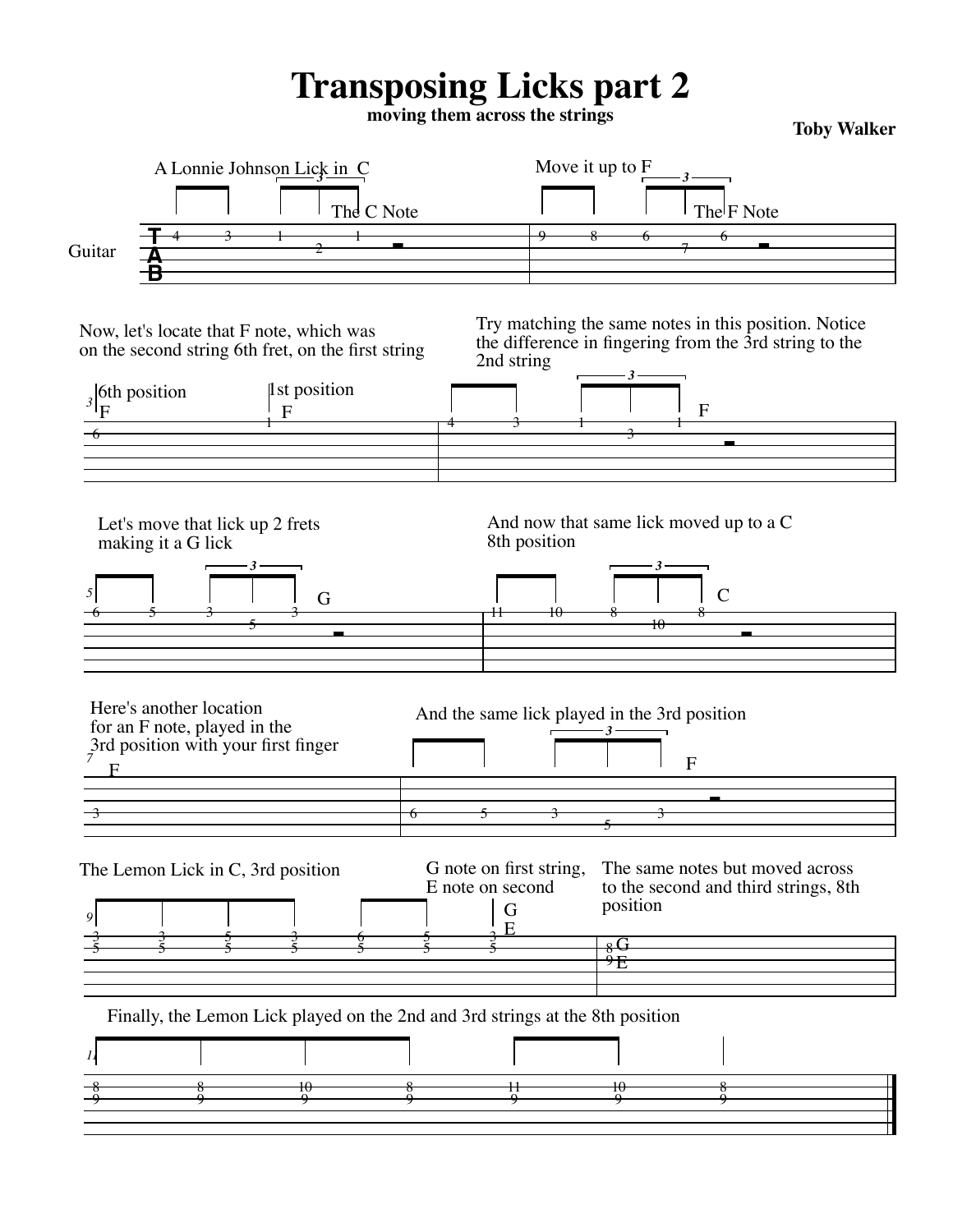# Transposing Licks part 2

**moving them across the strings**

**Toby Walker**

Guitar

A Lonnie Johnson Lick in C — The C Note

```
T|-4---3---1-------1---|
A|-------------2-------|
B|---------------------|
```

Move it up to F — The F Note

```
|-9---8---6-------6---|
|-------------7-------|
```

Now, let's locate that F note, which was on the second string 6th fret, on the first string

6th position F — 1st position F

```
|----------1--|
|-6-----------|
```

Try matching the same notes in this position. Notice the difference in fingering from the 3rd string to the 2nd string

F

```
|-4---3---1-------1---|
|-------------3-------|
```

Let's move that lick up 2 frets making it a G lick

G

```
|-6---5---3-------3---|
|-------------5-------|
```

And now that same lick moved up to a C 8th position

C

```
|-11---10---8--------8---|
|---------------10-------|
```

Here's another location for an F note, played in the 3rd position with your first finger

F

```
|----|
|----|
|----|
|-3--|
```

And the same lick played in the 3rd position

F

```
|-------------------|
|-------------------|
|-------------------|
|-6---5---3-----3---|
|-----------5-------|
```

The Lemon Lick in C, 3rd position

```
|-3---3---5---3---6---5---3---|
|-5---5---5---5---5---5---5---|
```

G note on first string, E note on second

G
E

The same notes but moved across to the second and third strings, 8th position

```
|----|
|-8--| G
|-9--| E
```

Finally, the Lemon Lick played on the 2nd and 3rd strings at the 8th position

```
|-------------------------------------|
|-8---8---10---8---11---10---8---|
|-9---9---9----9---9----9----9---|
```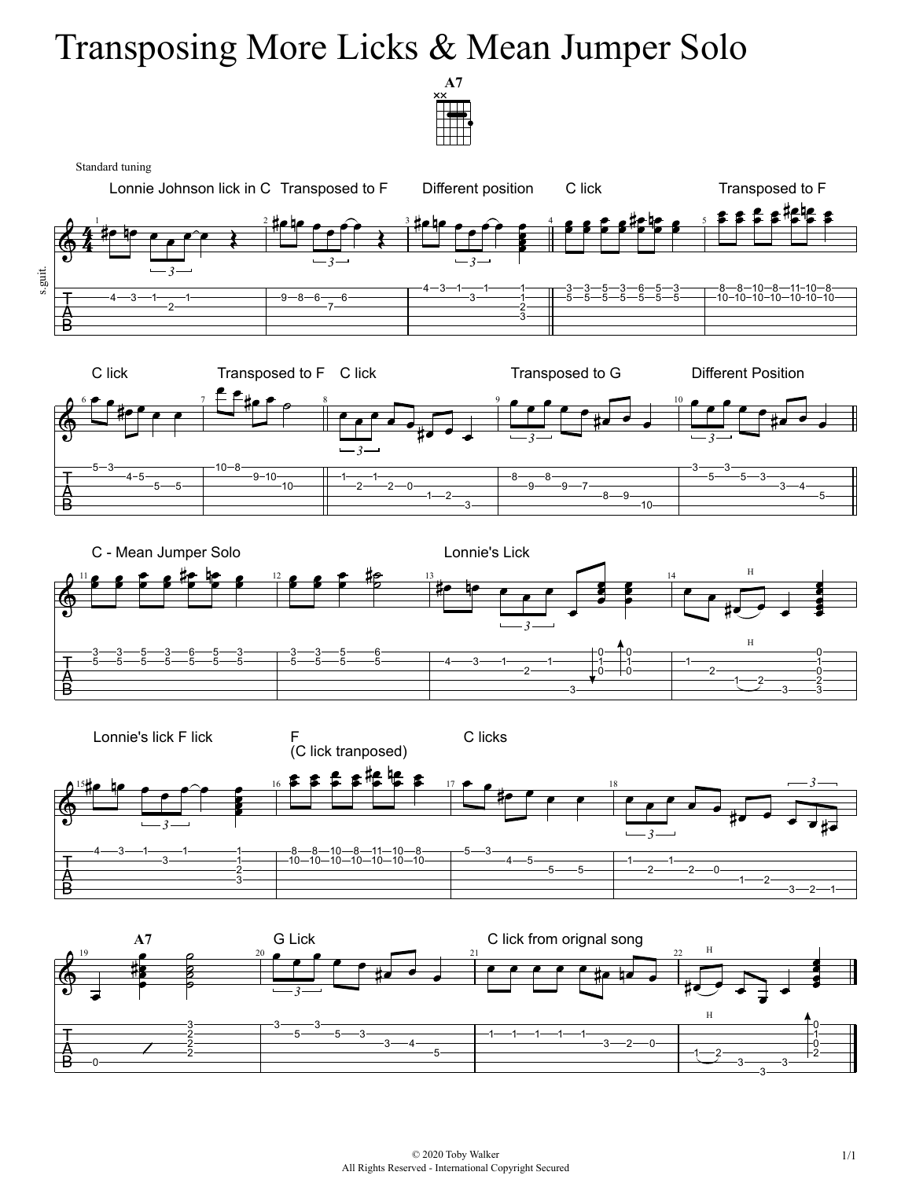# Transposing More Licks & Mean Jumper Solo

A7

Standard tuning

Lonnie Johnson lick in C — Transposed to F — Different position — C lick — Transposed to F

C lick — Transposed to F — C lick — Transposed to G — Different Position

C - Mean Jumper Solo — Lonnie's Lick

Lonnie's lick F lick — F (C lick tranposed) — C licks

A7 — G Lick — C lick from orignal song

© 2020 Toby Walker
All Rights Reserved - International Copyright Secured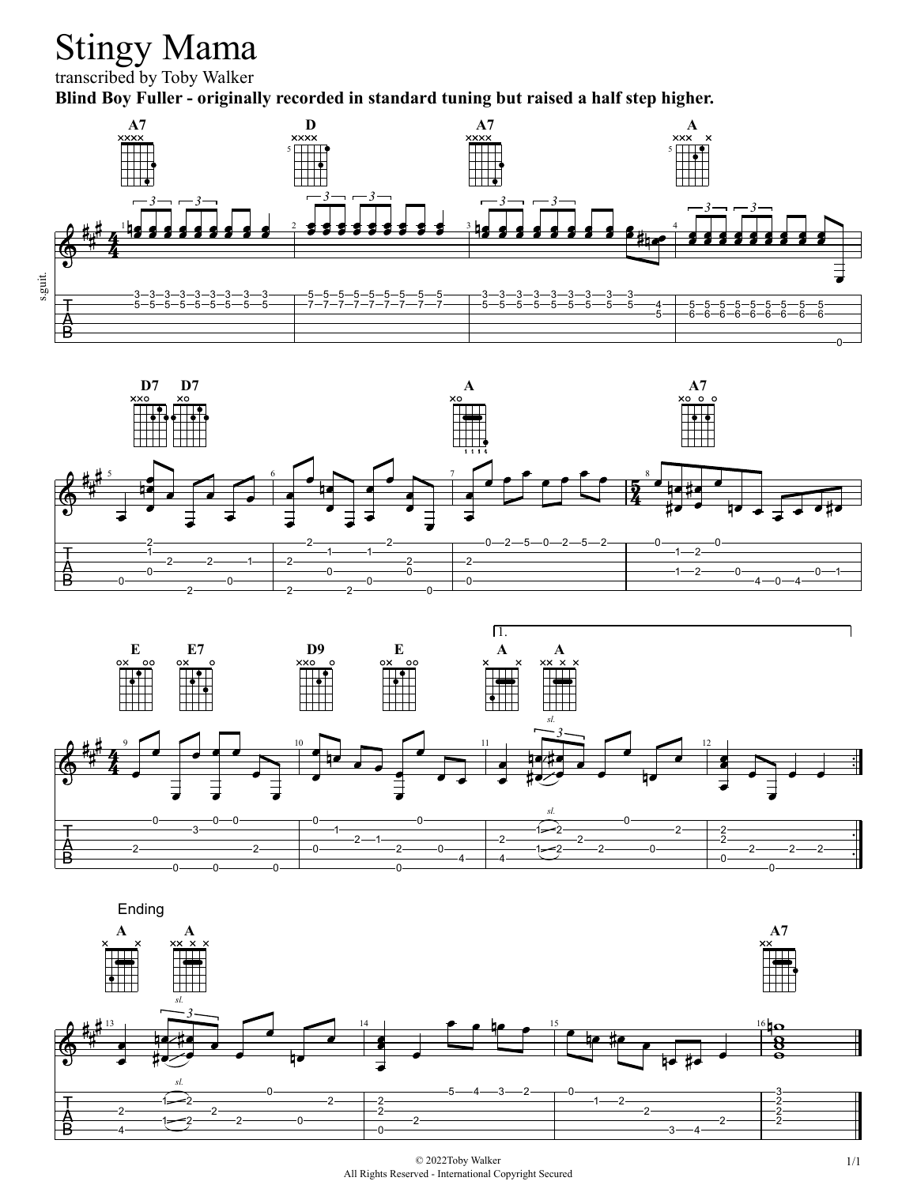# Stingy Mama

transcribed by Toby Walker

**Blind Boy Fuller - originally recorded in standard tuning but raised a half step higher.**

Ending

© 2022Toby Walker
All Rights Reserved - International Copyright Secured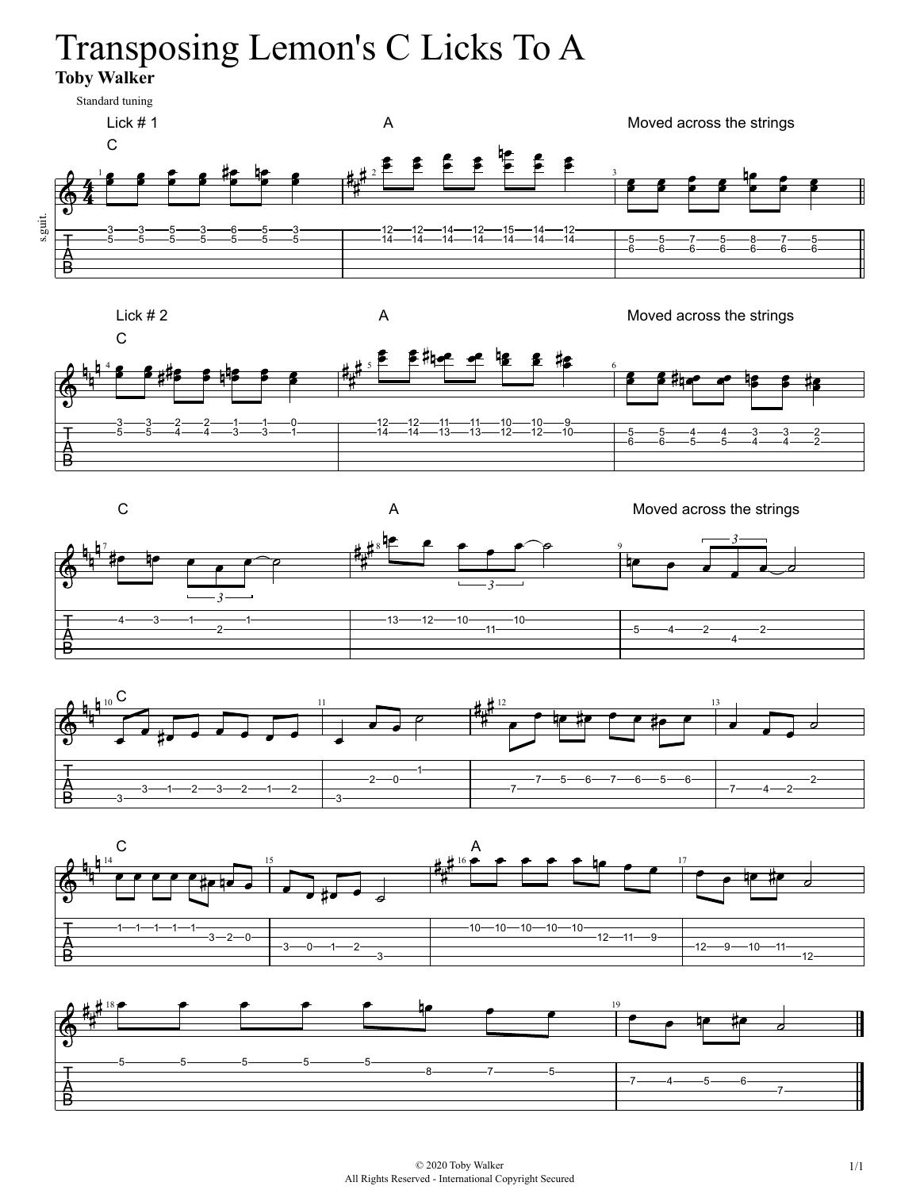# Transposing Lemon's C Licks To A

**Toby Walker**

Standard tuning

Lick # 1

C

A

Moved across the strings

Lick # 2

C

A

Moved across the strings

C

A

Moved across the strings

C

C

A

© 2020 Toby Walker
All Rights Reserved - International Copyright Secured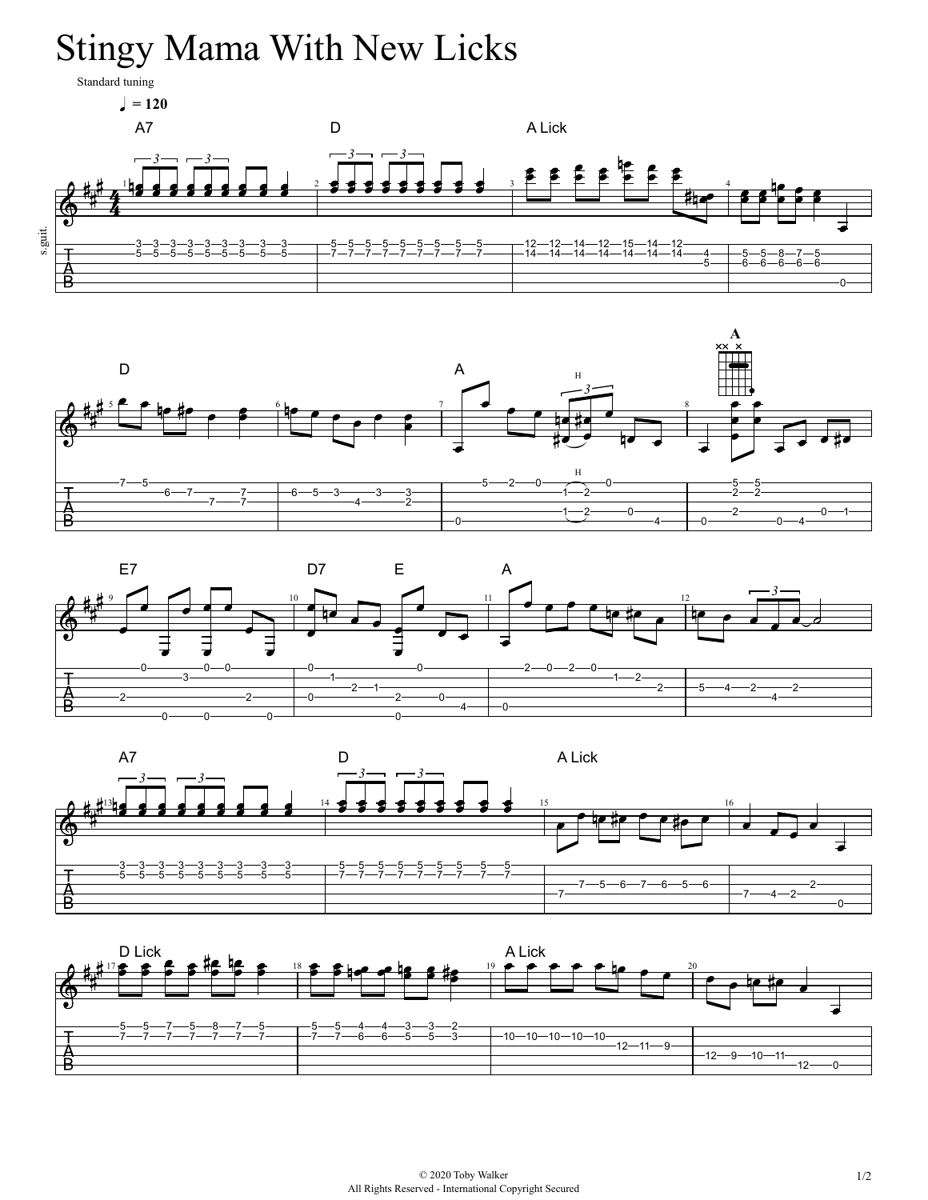# Stingy Mama With New Licks

Standard tuning

♩ = 120

A7 D A Lick

D A A

E7 D7 E A

A7 D A Lick

D Lick A Lick

© 2020 Toby Walker
All Rights Reserved - International Copyright Secured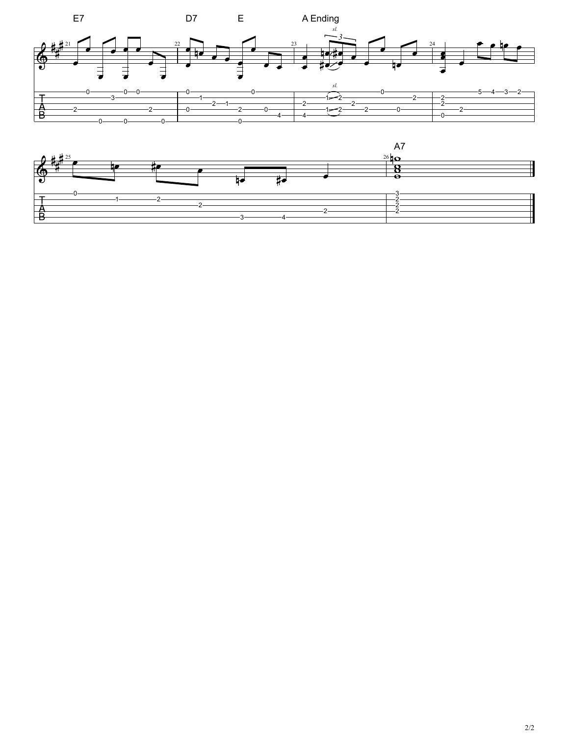E7 D7 E A Ending

A7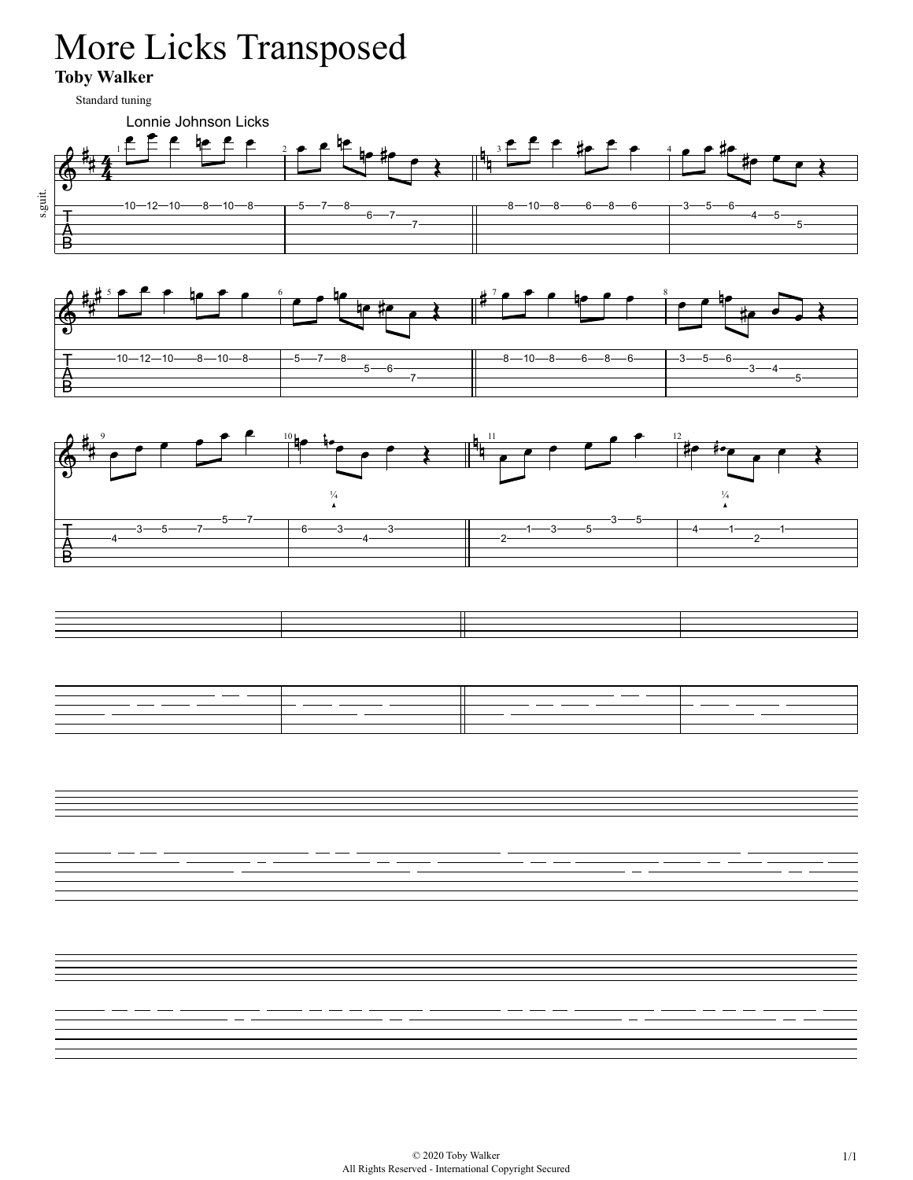# More Licks Transposed

**Toby Walker**

Standard tuning

Lonnie Johnson Licks

s.guit.

© 2020 Toby Walker
All Rights Reserved - International Copyright Secured